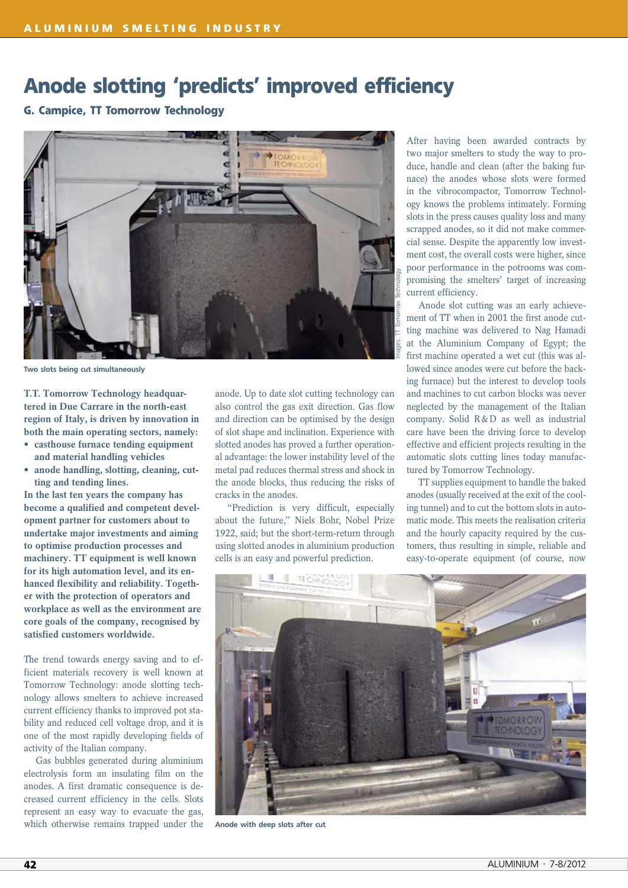# Anode slotting 'predicts' improved efficiency

**G. Campice, TT Tomorrow Technology**

Two slots being cut simultaneously

**T.T. Tomorrow Technology headquartered in Due Carrare in the north-east region of Italy, is driven by innovation in both the main operating sectors, namely:**

- **casthouse furnace tending equipment and material handling vehicles**
- **anode handling, slotting, cleaning, cutting and tending lines.**

**In the last ten years the company has become a qualified and competent development partner for customers about to undertake major investments and aiming to optimise production processes and machinery. TT equipment is well known for its high automation level, and its enhanced flexibility and reliability. Together with the protection of operators and workplace as well as the environment are core goals of the company, recognised by satisfied customers worldwide.**

The trend towards energy saving and to efficient materials recovery is well known at Tomorrow Technology: anode slotting technology allows smelters to achieve increased current efficiency thanks to improved pot stability and reduced cell voltage drop, and it is one of the most rapidly developing fields of activity of the Italian company.

Gas bubbles generated during aluminium electrolysis form an insulating film on the anodes. A first dramatic consequence is decreased current efficiency in the cells. Slots represent an easy way to evacuate the gas, which otherwise remains trapped under the anode. Up to date slot cutting technology can also control the gas exit direction. Gas flow and direction can be optimised by the design of slot shape and inclination. Experience with slotted anodes has proved a further operational advantage: the lower instability level of the metal pad reduces thermal stress and shock in the anode blocks, thus reducing the risks of cracks in the anodes.

"Prediction is very difficult, especially about the future," Niels Bohr, Nobel Prize 1922, said; but the short-term-return through using slotted anodes in aluminium production cells is an easy and powerful prediction.

After having been awarded contracts by two major smelters to study the way to produce, handle and clean (after the baking furnace) the anodes whose slots were formed in the vibrocompactor, Tomorrow Technology knows the problems intimately. Forming slots in the press causes quality loss and many scrapped anodes, so it did not make commercial sense. Despite the apparently low investment cost, the overall costs were higher, since poor performance in the potrooms was compromising the smelters' target of increasing current efficiency.

Anode slot cutting was an early achievement of TT when in 2001 the first anode cutting machine was delivered to Nag Hamadi at the Aluminium Company of Egypt; the first machine operated a wet cut (this was allowed since anodes were cut before the backing furnace) but the interest to develop tools and machines to cut carbon blocks was never neglected by the management of the Italian company. Solid R&D as well as industrial care have been the driving force to develop effective and efficient projects resulting in the automatic slots cutting lines today manufactured by Tomorrow Technology.

TT supplies equipment to handle the baked anodes (usually received at the exit of the cooling tunnel) and to cut the bottom slots in automatic mode. This meets the realisation criteria and the hourly capacity required by the customers, thus resulting in simple, reliable and easy-to-operate equipment (of course, now

Anode with deep slots after cut

Images: TT Tomorrow Technology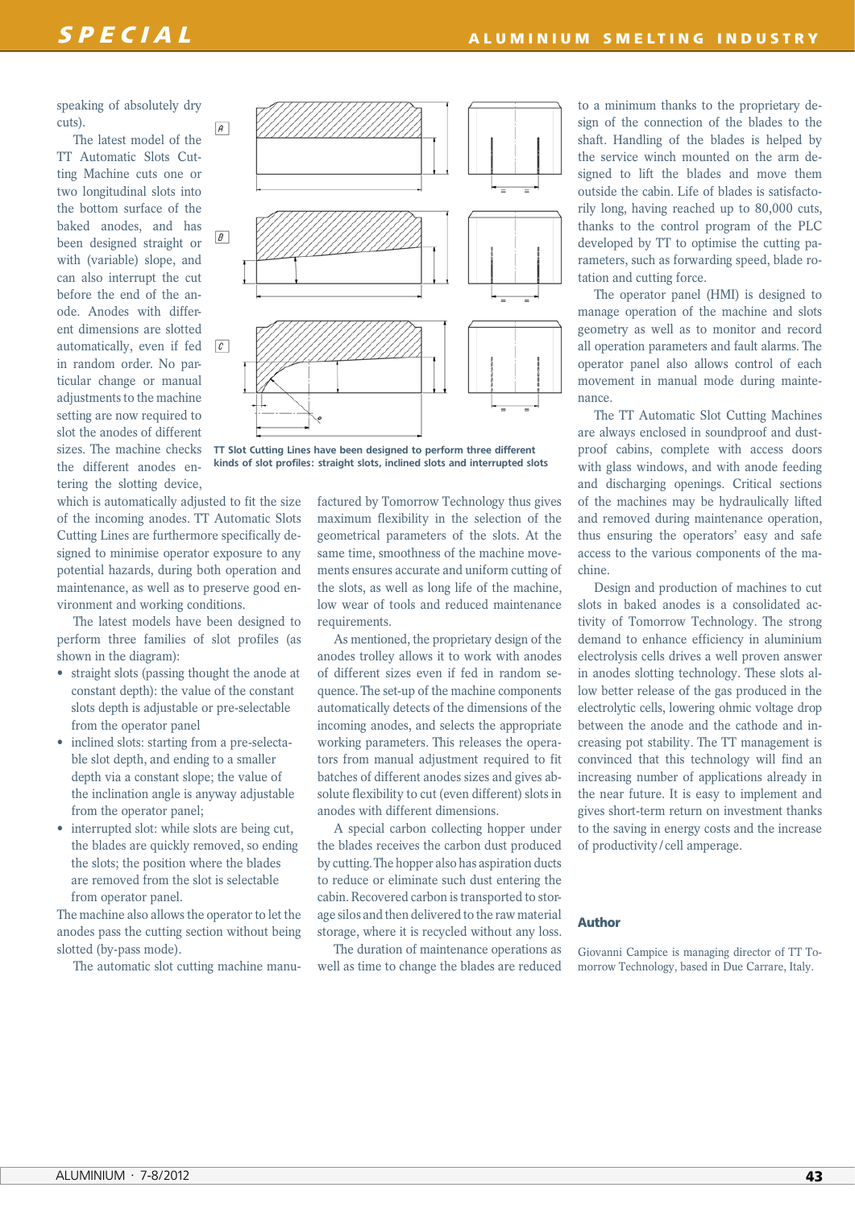speaking of absolutely dry cuts).

The latest model of the TT Automatic Slots Cutting Machine cuts one or two longitudinal slots into the bottom surface of the baked anodes, and has been designed straight or with (variable) slope, and can also interrupt the cut before the end of the anode. Anodes with different dimensions are slotted automatically, even if fed in random order. No particular change or manual adjustments to the machine setting are now required to slot the anodes of different sizes. The machine checks the different anodes entering the slotting device, which is automatically adjusted to fit the size of the incoming anodes. TT Automatic Slots Cutting Lines are furthermore specifically designed to minimise operator exposure to any potential hazards, during both operation and maintenance, as well as to preserve good environment and working conditions.

A

B

C

TT Slot Cutting Lines have been designed to perform three different kinds of slot profiles: straight slots, inclined slots and interrupted slots

The latest models have been designed to perform three families of slot profiles (as shown in the diagram):

- straight slots (passing thought the anode at constant depth): the value of the constant slots depth is adjustable or pre-selectable from the operator panel
- inclined slots: starting from a pre-selectable slot depth, and ending to a smaller depth via a constant slope; the value of the inclination angle is anyway adjustable from the operator panel;
- interrupted slot: while slots are being cut, the blades are quickly removed, so ending the slots; the position where the blades are removed from the slot is selectable from operator panel.

The machine also allows the operator to let the anodes pass the cutting section without being slotted (by-pass mode).

The automatic slot cutting machine manufactured by Tomorrow Technology thus gives maximum flexibility in the selection of the geometrical parameters of the slots. At the same time, smoothness of the machine movements ensures accurate and uniform cutting of the slots, as well as long life of the machine, low wear of tools and reduced maintenance requirements.

As mentioned, the proprietary design of the anodes trolley allows it to work with anodes of different sizes even if fed in random sequence. The set-up of the machine components automatically detects of the dimensions of the incoming anodes, and selects the appropriate working parameters. This releases the operators from manual adjustment required to fit batches of different anodes sizes and gives absolute flexibility to cut (even different) slots in anodes with different dimensions.

A special carbon collecting hopper under the blades receives the carbon dust produced by cutting. The hopper also has aspiration ducts to reduce or eliminate such dust entering the cabin. Recovered carbon is transported to storage silos and then delivered to the raw material storage, where it is recycled without any loss.

The duration of maintenance operations as well as time to change the blades are reduced to a minimum thanks to the proprietary design of the connection of the blades to the shaft. Handling of the blades is helped by the service winch mounted on the arm designed to lift the blades and move them outside the cabin. Life of blades is satisfactorily long, having reached up to 80,000 cuts, thanks to the control program of the PLC developed by TT to optimise the cutting parameters, such as forwarding speed, blade rotation and cutting force.

The operator panel (HMI) is designed to manage operation of the machine and slots geometry as well as to monitor and record all operation parameters and fault alarms. The operator panel also allows control of each movement in manual mode during maintenance.

The TT Automatic Slot Cutting Machines are always enclosed in soundproof and dust-proof cabins, complete with access doors with glass windows, and with anode feeding and discharging openings. Critical sections of the machines may be hydraulically lifted and removed during maintenance operation, thus ensuring the operators' easy and safe access to the various components of the machine.

Design and production of machines to cut slots in baked anodes is a consolidated activity of Tomorrow Technology. The strong demand to enhance efficiency in aluminium electrolysis cells drives a well proven answer in anodes slotting technology. These slots allow better release of the gas produced in the electrolytic cells, lowering ohmic voltage drop between the anode and the cathode and increasing pot stability. The TT management is convinced that this technology will find an increasing number of applications already in the near future. It is easy to implement and gives short-term return on investment thanks to the saving in energy costs and the increase of productivity/cell amperage.

## Author

Giovanni Campice is managing director of TT Tomorrow Technology, based in Due Carrare, Italy.